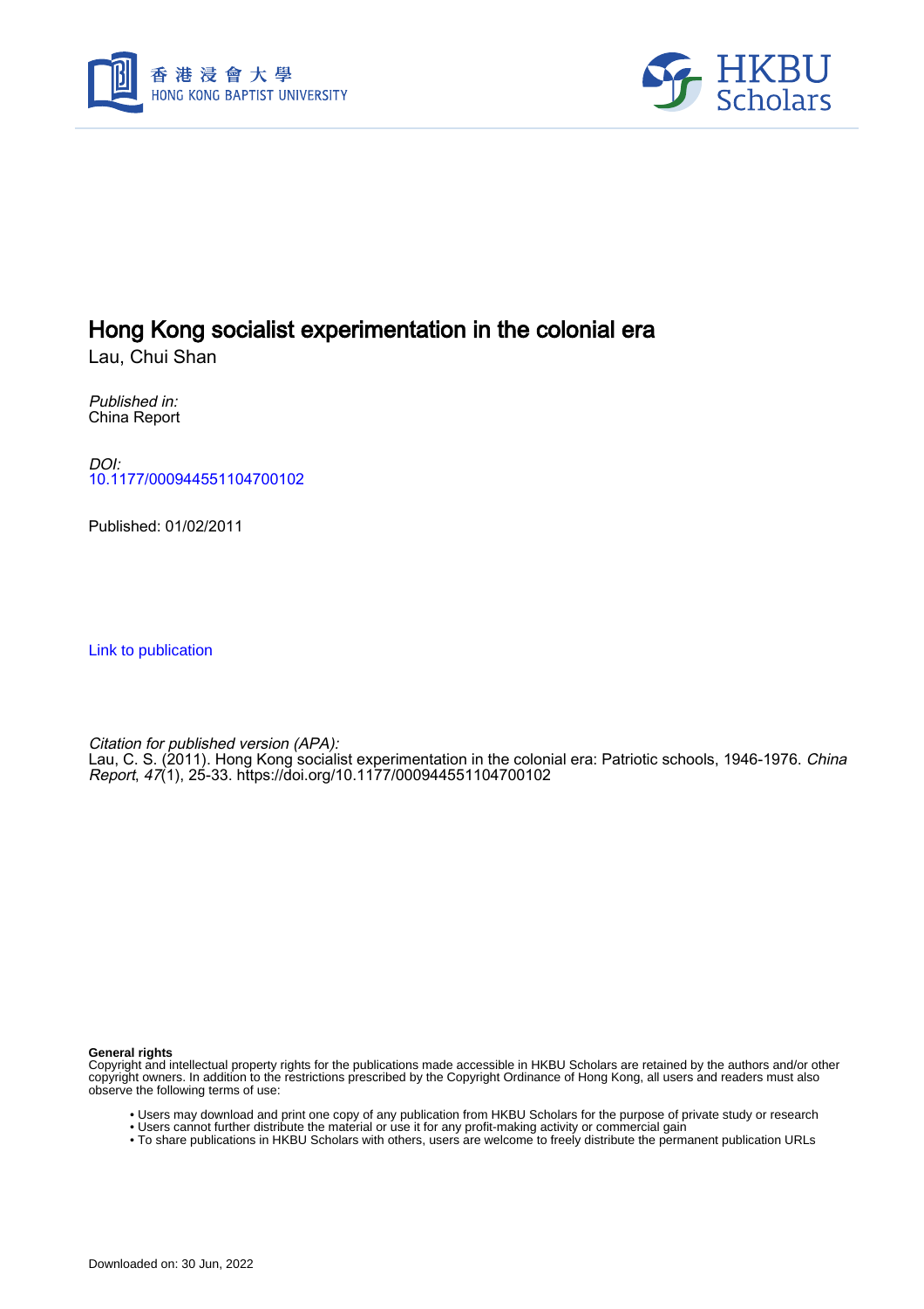# Hong Kong socialist experimentation in the colonial era

Lau, Chui Shan

*Published in:*
China Report

*DOI:*
10.1177/000944551104700102

Published: 01/02/2011

Link to publication

*Citation for published version (APA):*
Lau, C. S. (2011). Hong Kong socialist experimentation in the colonial era: Patriotic schools, 1946-1976. *China Report*, *47*(1), 25-33. https://doi.org/10.1177/000944551104700102

**General rights**
Copyright and intellectual property rights for the publications made accessible in HKBU Scholars are retained by the authors and/or other copyright owners. In addition to the restrictions prescribed by the Copyright Ordinance of Hong Kong, all users and readers must also observe the following terms of use:

- Users may download and print one copy of any publication from HKBU Scholars for the purpose of private study or research
- Users cannot further distribute the material or use it for any profit-making activity or commercial gain
- To share publications in HKBU Scholars with others, users are welcome to freely distribute the permanent publication URLs

Downloaded on: 30 Jun, 2022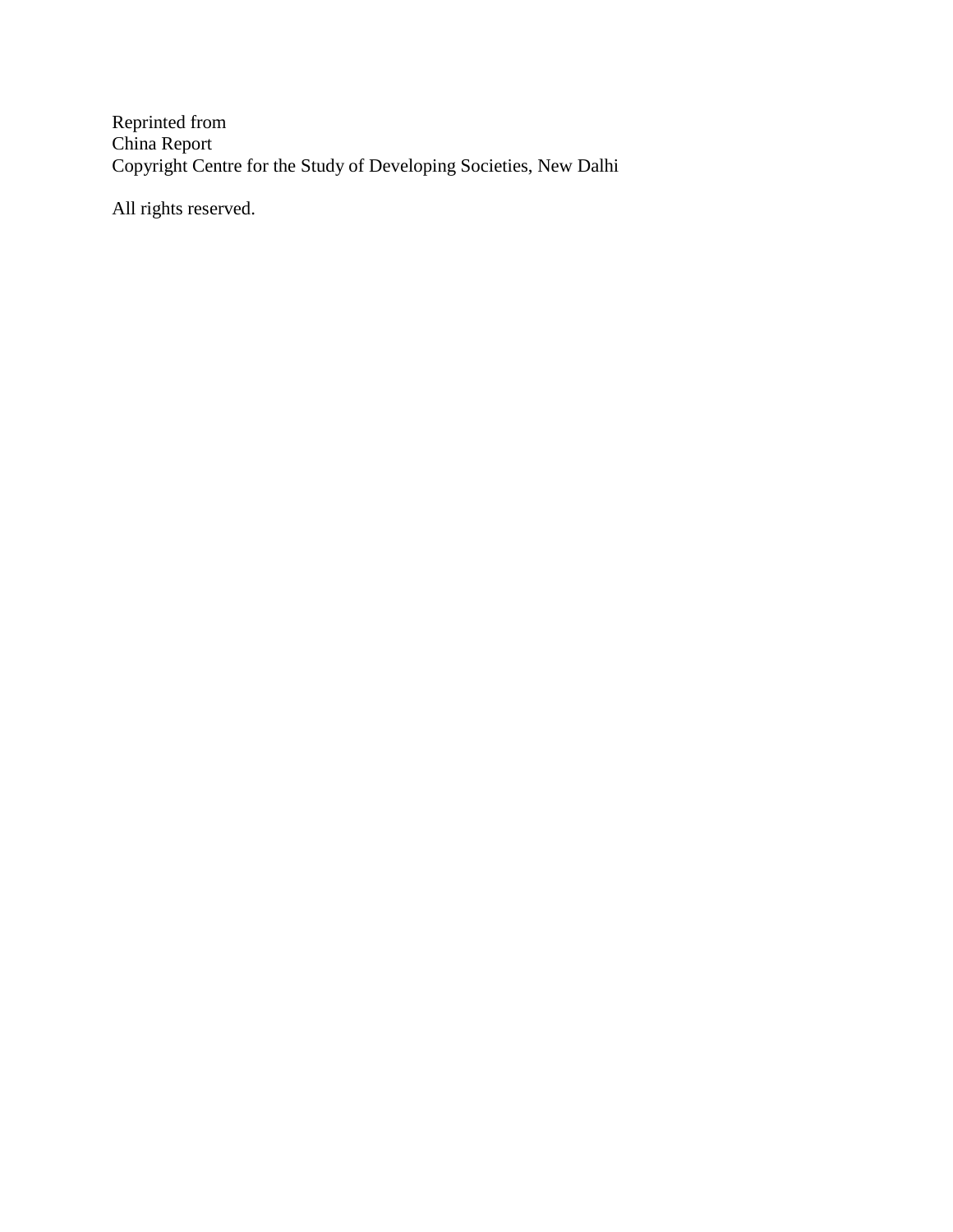Reprinted from
China Report
Copyright Centre for the Study of Developing Societies, New Dalhi

All rights reserved.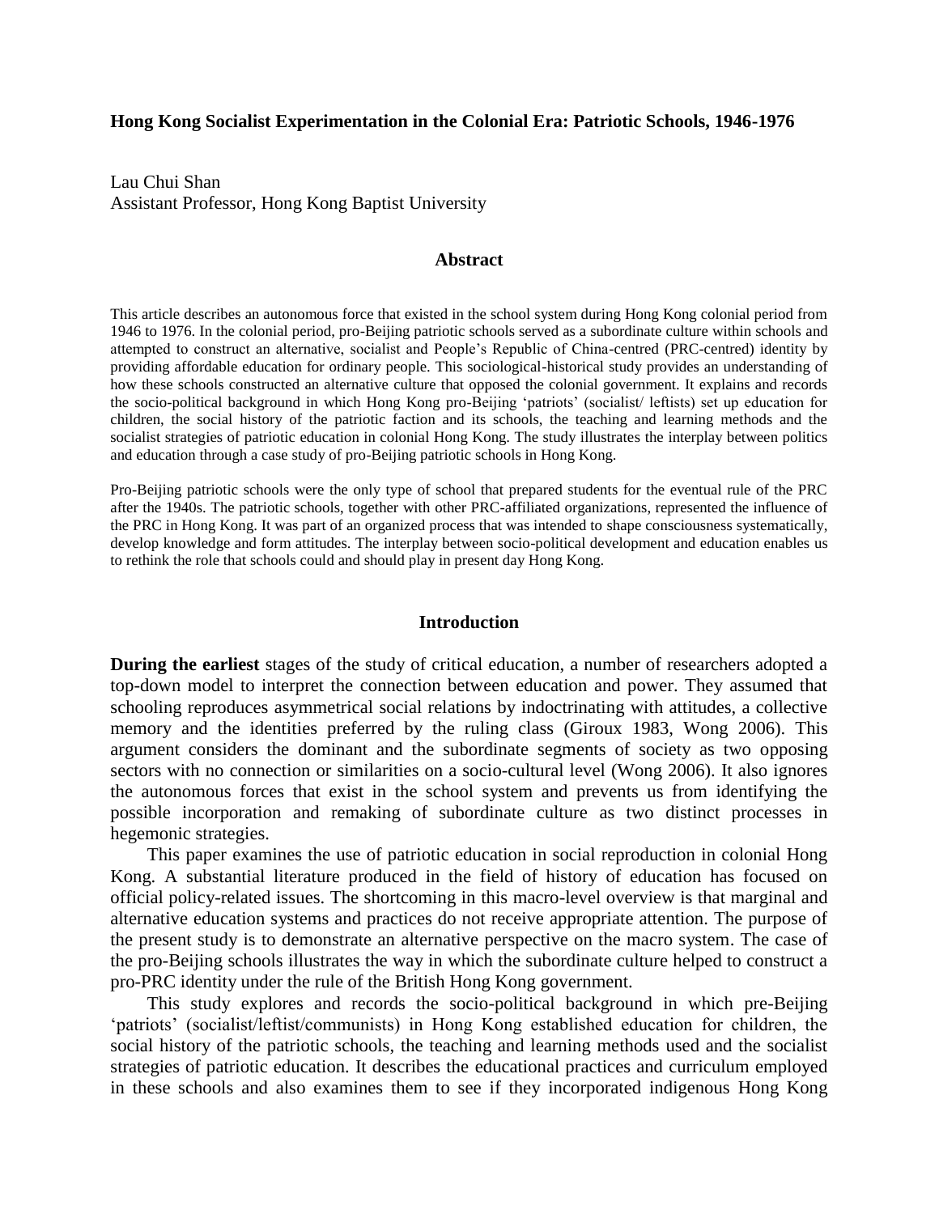**Hong Kong Socialist Experimentation in the Colonial Era: Patriotic Schools, 1946-1976**

Lau Chui Shan
Assistant Professor, Hong Kong Baptist University

## Abstract

This article describes an autonomous force that existed in the school system during Hong Kong colonial period from 1946 to 1976. In the colonial period, pro-Beijing patriotic schools served as a subordinate culture within schools and attempted to construct an alternative, socialist and People's Republic of China-centred (PRC-centred) identity by providing affordable education for ordinary people. This sociological-historical study provides an understanding of how these schools constructed an alternative culture that opposed the colonial government. It explains and records the socio-political background in which Hong Kong pro-Beijing 'patriots' (socialist/ leftists) set up education for children, the social history of the patriotic faction and its schools, the teaching and learning methods and the socialist strategies of patriotic education in colonial Hong Kong. The study illustrates the interplay between politics and education through a case study of pro-Beijing patriotic schools in Hong Kong.

Pro-Beijing patriotic schools were the only type of school that prepared students for the eventual rule of the PRC after the 1940s. The patriotic schools, together with other PRC-affiliated organizations, represented the influence of the PRC in Hong Kong. It was part of an organized process that was intended to shape consciousness systematically, develop knowledge and form attitudes. The interplay between socio-political development and education enables us to rethink the role that schools could and should play in present day Hong Kong.

## Introduction

**During the earliest** stages of the study of critical education, a number of researchers adopted a top-down model to interpret the connection between education and power. They assumed that schooling reproduces asymmetrical social relations by indoctrinating with attitudes, a collective memory and the identities preferred by the ruling class (Giroux 1983, Wong 2006). This argument considers the dominant and the subordinate segments of society as two opposing sectors with no connection or similarities on a socio-cultural level (Wong 2006). It also ignores the autonomous forces that exist in the school system and prevents us from identifying the possible incorporation and remaking of subordinate culture as two distinct processes in hegemonic strategies.

This paper examines the use of patriotic education in social reproduction in colonial Hong Kong. A substantial literature produced in the field of history of education has focused on official policy-related issues. The shortcoming in this macro-level overview is that marginal and alternative education systems and practices do not receive appropriate attention. The purpose of the present study is to demonstrate an alternative perspective on the macro system. The case of the pro-Beijing schools illustrates the way in which the subordinate culture helped to construct a pro-PRC identity under the rule of the British Hong Kong government.

This study explores and records the socio-political background in which pre-Beijing 'patriots' (socialist/leftist/communists) in Hong Kong established education for children, the social history of the patriotic schools, the teaching and learning methods used and the socialist strategies of patriotic education. It describes the educational practices and curriculum employed in these schools and also examines them to see if they incorporated indigenous Hong Kong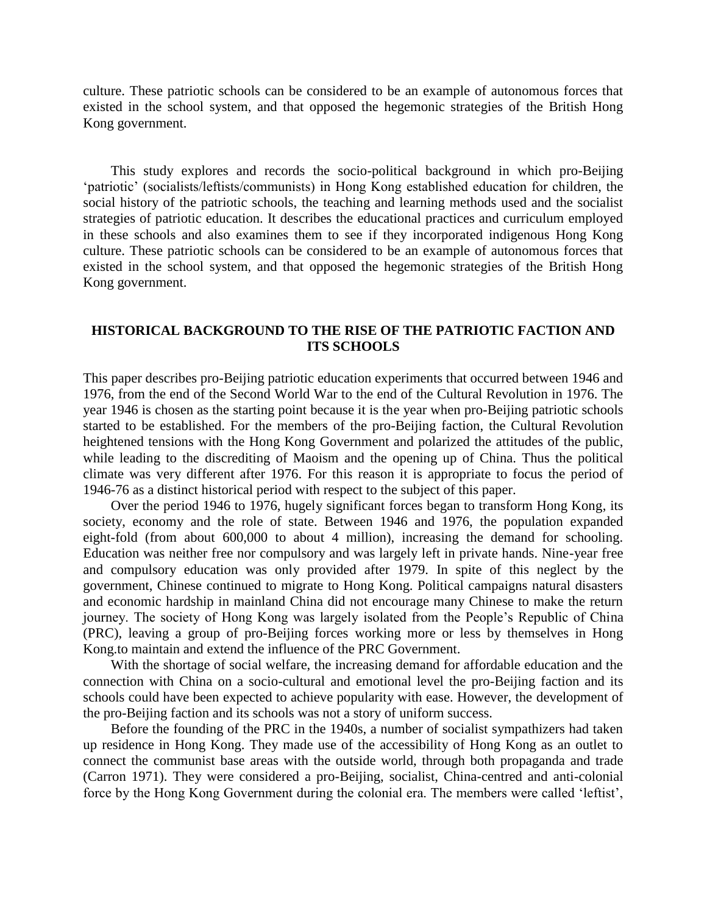culture. These patriotic schools can be considered to be an example of autonomous forces that existed in the school system, and that opposed the hegemonic strategies of the British Hong Kong government.

This study explores and records the socio-political background in which pro-Beijing 'patriotic' (socialists/leftists/communists) in Hong Kong established education for children, the social history of the patriotic schools, the teaching and learning methods used and the socialist strategies of patriotic education. It describes the educational practices and curriculum employed in these schools and also examines them to see if they incorporated indigenous Hong Kong culture. These patriotic schools can be considered to be an example of autonomous forces that existed in the school system, and that opposed the hegemonic strategies of the British Hong Kong government.

## HISTORICAL BACKGROUND TO THE RISE OF THE PATRIOTIC FACTION AND ITS SCHOOLS

This paper describes pro-Beijing patriotic education experiments that occurred between 1946 and 1976, from the end of the Second World War to the end of the Cultural Revolution in 1976. The year 1946 is chosen as the starting point because it is the year when pro-Beijing patriotic schools started to be established. For the members of the pro-Beijing faction, the Cultural Revolution heightened tensions with the Hong Kong Government and polarized the attitudes of the public, while leading to the discrediting of Maoism and the opening up of China. Thus the political climate was very different after 1976. For this reason it is appropriate to focus the period of 1946-76 as a distinct historical period with respect to the subject of this paper.

Over the period 1946 to 1976, hugely significant forces began to transform Hong Kong, its society, economy and the role of state. Between 1946 and 1976, the population expanded eight-fold (from about 600,000 to about 4 million), increasing the demand for schooling. Education was neither free nor compulsory and was largely left in private hands. Nine-year free and compulsory education was only provided after 1979. In spite of this neglect by the government, Chinese continued to migrate to Hong Kong. Political campaigns natural disasters and economic hardship in mainland China did not encourage many Chinese to make the return journey. The society of Hong Kong was largely isolated from the People's Republic of China (PRC), leaving a group of pro-Beijing forces working more or less by themselves in Hong Kong.to maintain and extend the influence of the PRC Government.

With the shortage of social welfare, the increasing demand for affordable education and the connection with China on a socio-cultural and emotional level the pro-Beijing faction and its schools could have been expected to achieve popularity with ease. However, the development of the pro-Beijing faction and its schools was not a story of uniform success.

Before the founding of the PRC in the 1940s, a number of socialist sympathizers had taken up residence in Hong Kong. They made use of the accessibility of Hong Kong as an outlet to connect the communist base areas with the outside world, through both propaganda and trade (Carron 1971). They were considered a pro-Beijing, socialist, China-centred and anti-colonial force by the Hong Kong Government during the colonial era. The members were called 'leftist',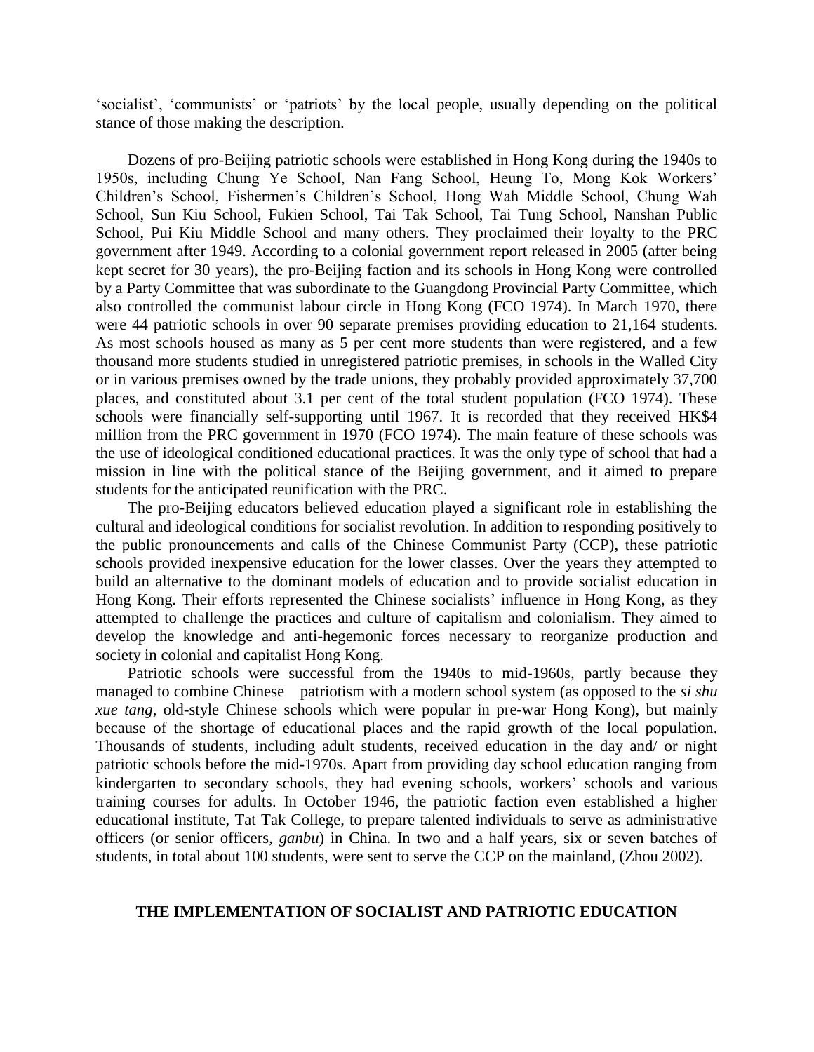'socialist', 'communists' or 'patriots' by the local people, usually depending on the political stance of those making the description.

Dozens of pro-Beijing patriotic schools were established in Hong Kong during the 1940s to 1950s, including Chung Ye School, Nan Fang School, Heung To, Mong Kok Workers' Children's School, Fishermen's Children's School, Hong Wah Middle School, Chung Wah School, Sun Kiu School, Fukien School, Tai Tak School, Tai Tung School, Nanshan Public School, Pui Kiu Middle School and many others. They proclaimed their loyalty to the PRC government after 1949. According to a colonial government report released in 2005 (after being kept secret for 30 years), the pro-Beijing faction and its schools in Hong Kong were controlled by a Party Committee that was subordinate to the Guangdong Provincial Party Committee, which also controlled the communist labour circle in Hong Kong (FCO 1974). In March 1970, there were 44 patriotic schools in over 90 separate premises providing education to 21,164 students. As most schools housed as many as 5 per cent more students than were registered, and a few thousand more students studied in unregistered patriotic premises, in schools in the Walled City or in various premises owned by the trade unions, they probably provided approximately 37,700 places, and constituted about 3.1 per cent of the total student population (FCO 1974). These schools were financially self-supporting until 1967. It is recorded that they received HK$4 million from the PRC government in 1970 (FCO 1974). The main feature of these schools was the use of ideological conditioned educational practices. It was the only type of school that had a mission in line with the political stance of the Beijing government, and it aimed to prepare students for the anticipated reunification with the PRC.

The pro-Beijing educators believed education played a significant role in establishing the cultural and ideological conditions for socialist revolution. In addition to responding positively to the public pronouncements and calls of the Chinese Communist Party (CCP), these patriotic schools provided inexpensive education for the lower classes. Over the years they attempted to build an alternative to the dominant models of education and to provide socialist education in Hong Kong. Their efforts represented the Chinese socialists' influence in Hong Kong, as they attempted to challenge the practices and culture of capitalism and colonialism. They aimed to develop the knowledge and anti-hegemonic forces necessary to reorganize production and society in colonial and capitalist Hong Kong.

Patriotic schools were successful from the 1940s to mid-1960s, partly because they managed to combine Chinese patriotism with a modern school system (as opposed to the *si shu xue tang*, old-style Chinese schools which were popular in pre-war Hong Kong), but mainly because of the shortage of educational places and the rapid growth of the local population. Thousands of students, including adult students, received education in the day and/ or night patriotic schools before the mid-1970s. Apart from providing day school education ranging from kindergarten to secondary schools, they had evening schools, workers' schools and various training courses for adults. In October 1946, the patriotic faction even established a higher educational institute, Tat Tak College, to prepare talented individuals to serve as administrative officers (or senior officers, *ganbu*) in China. In two and a half years, six or seven batches of students, in total about 100 students, were sent to serve the CCP on the mainland, (Zhou 2002).

## THE IMPLEMENTATION OF SOCIALIST AND PATRIOTIC EDUCATION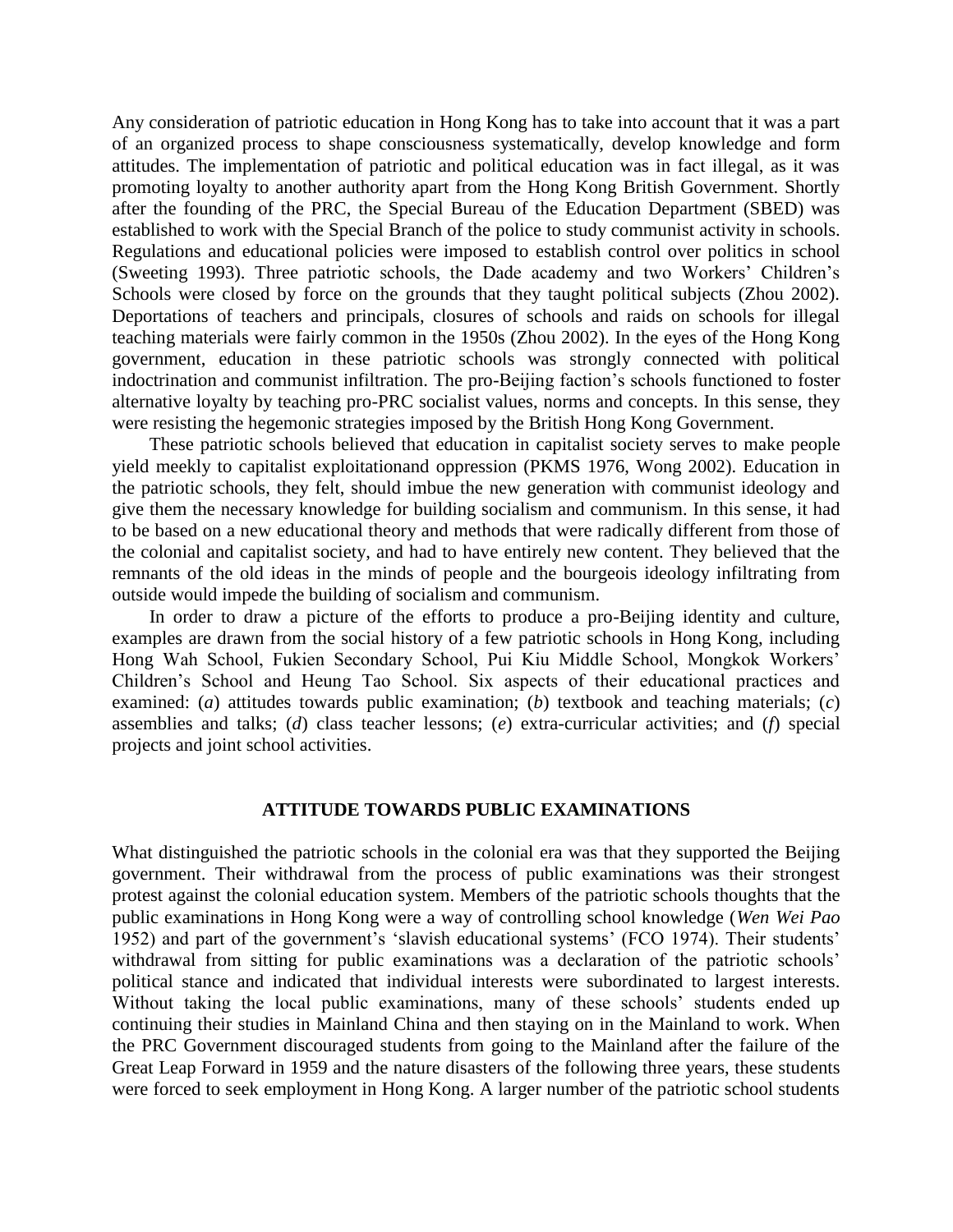Any consideration of patriotic education in Hong Kong has to take into account that it was a part of an organized process to shape consciousness systematically, develop knowledge and form attitudes. The implementation of patriotic and political education was in fact illegal, as it was promoting loyalty to another authority apart from the Hong Kong British Government. Shortly after the founding of the PRC, the Special Bureau of the Education Department (SBED) was established to work with the Special Branch of the police to study communist activity in schools. Regulations and educational policies were imposed to establish control over politics in school (Sweeting 1993). Three patriotic schools, the Dade academy and two Workers' Children's Schools were closed by force on the grounds that they taught political subjects (Zhou 2002). Deportations of teachers and principals, closures of schools and raids on schools for illegal teaching materials were fairly common in the 1950s (Zhou 2002). In the eyes of the Hong Kong government, education in these patriotic schools was strongly connected with political indoctrination and communist infiltration. The pro-Beijing faction's schools functioned to foster alternative loyalty by teaching pro-PRC socialist values, norms and concepts. In this sense, they were resisting the hegemonic strategies imposed by the British Hong Kong Government.

These patriotic schools believed that education in capitalist society serves to make people yield meekly to capitalist exploitationand oppression (PKMS 1976, Wong 2002). Education in the patriotic schools, they felt, should imbue the new generation with communist ideology and give them the necessary knowledge for building socialism and communism. In this sense, it had to be based on a new educational theory and methods that were radically different from those of the colonial and capitalist society, and had to have entirely new content. They believed that the remnants of the old ideas in the minds of people and the bourgeois ideology infiltrating from outside would impede the building of socialism and communism.

In order to draw a picture of the efforts to produce a pro-Beijing identity and culture, examples are drawn from the social history of a few patriotic schools in Hong Kong, including Hong Wah School, Fukien Secondary School, Pui Kiu Middle School, Mongkok Workers' Children's School and Heung Tao School. Six aspects of their educational practices and examined: (*a*) attitudes towards public examination; (*b*) textbook and teaching materials; (*c*) assemblies and talks; (*d*) class teacher lessons; (*e*) extra-curricular activities; and (*f*) special projects and joint school activities.

## ATTITUDE TOWARDS PUBLIC EXAMINATIONS

What distinguished the patriotic schools in the colonial era was that they supported the Beijing government. Their withdrawal from the process of public examinations was their strongest protest against the colonial education system. Members of the patriotic schools thoughts that the public examinations in Hong Kong were a way of controlling school knowledge (*Wen Wei Pao* 1952) and part of the government's 'slavish educational systems' (FCO 1974). Their students' withdrawal from sitting for public examinations was a declaration of the patriotic schools' political stance and indicated that individual interests were subordinated to largest interests. Without taking the local public examinations, many of these schools' students ended up continuing their studies in Mainland China and then staying on in the Mainland to work. When the PRC Government discouraged students from going to the Mainland after the failure of the Great Leap Forward in 1959 and the nature disasters of the following three years, these students were forced to seek employment in Hong Kong. A larger number of the patriotic school students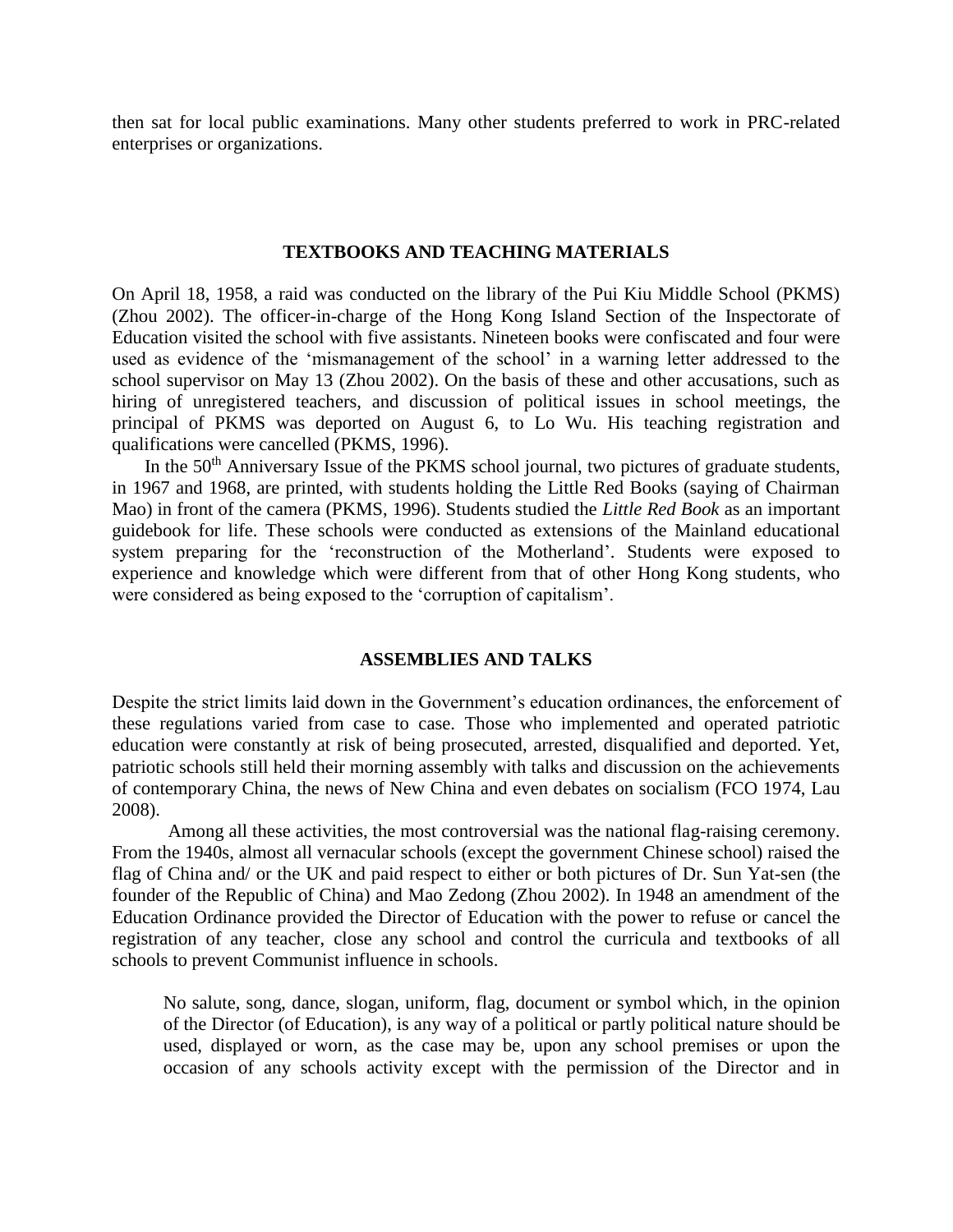then sat for local public examinations. Many other students preferred to work in PRC-related enterprises or organizations.

## TEXTBOOKS AND TEACHING MATERIALS

On April 18, 1958, a raid was conducted on the library of the Pui Kiu Middle School (PKMS) (Zhou 2002). The officer-in-charge of the Hong Kong Island Section of the Inspectorate of Education visited the school with five assistants. Nineteen books were confiscated and four were used as evidence of the 'mismanagement of the school' in a warning letter addressed to the school supervisor on May 13 (Zhou 2002). On the basis of these and other accusations, such as hiring of unregistered teachers, and discussion of political issues in school meetings, the principal of PKMS was deported on August 6, to Lo Wu. His teaching registration and qualifications were cancelled (PKMS, 1996).

In the 50th Anniversary Issue of the PKMS school journal, two pictures of graduate students, in 1967 and 1968, are printed, with students holding the Little Red Books (saying of Chairman Mao) in front of the camera (PKMS, 1996). Students studied the *Little Red Book* as an important guidebook for life. These schools were conducted as extensions of the Mainland educational system preparing for the 'reconstruction of the Motherland'. Students were exposed to experience and knowledge which were different from that of other Hong Kong students, who were considered as being exposed to the 'corruption of capitalism'.

## ASSEMBLIES AND TALKS

Despite the strict limits laid down in the Government's education ordinances, the enforcement of these regulations varied from case to case. Those who implemented and operated patriotic education were constantly at risk of being prosecuted, arrested, disqualified and deported. Yet, patriotic schools still held their morning assembly with talks and discussion on the achievements of contemporary China, the news of New China and even debates on socialism (FCO 1974, Lau 2008).

Among all these activities, the most controversial was the national flag-raising ceremony. From the 1940s, almost all vernacular schools (except the government Chinese school) raised the flag of China and/ or the UK and paid respect to either or both pictures of Dr. Sun Yat-sen (the founder of the Republic of China) and Mao Zedong (Zhou 2002). In 1948 an amendment of the Education Ordinance provided the Director of Education with the power to refuse or cancel the registration of any teacher, close any school and control the curricula and textbooks of all schools to prevent Communist influence in schools.

> No salute, song, dance, slogan, uniform, flag, document or symbol which, in the opinion of the Director (of Education), is any way of a political or partly political nature should be used, displayed or worn, as the case may be, upon any school premises or upon the occasion of any schools activity except with the permission of the Director and in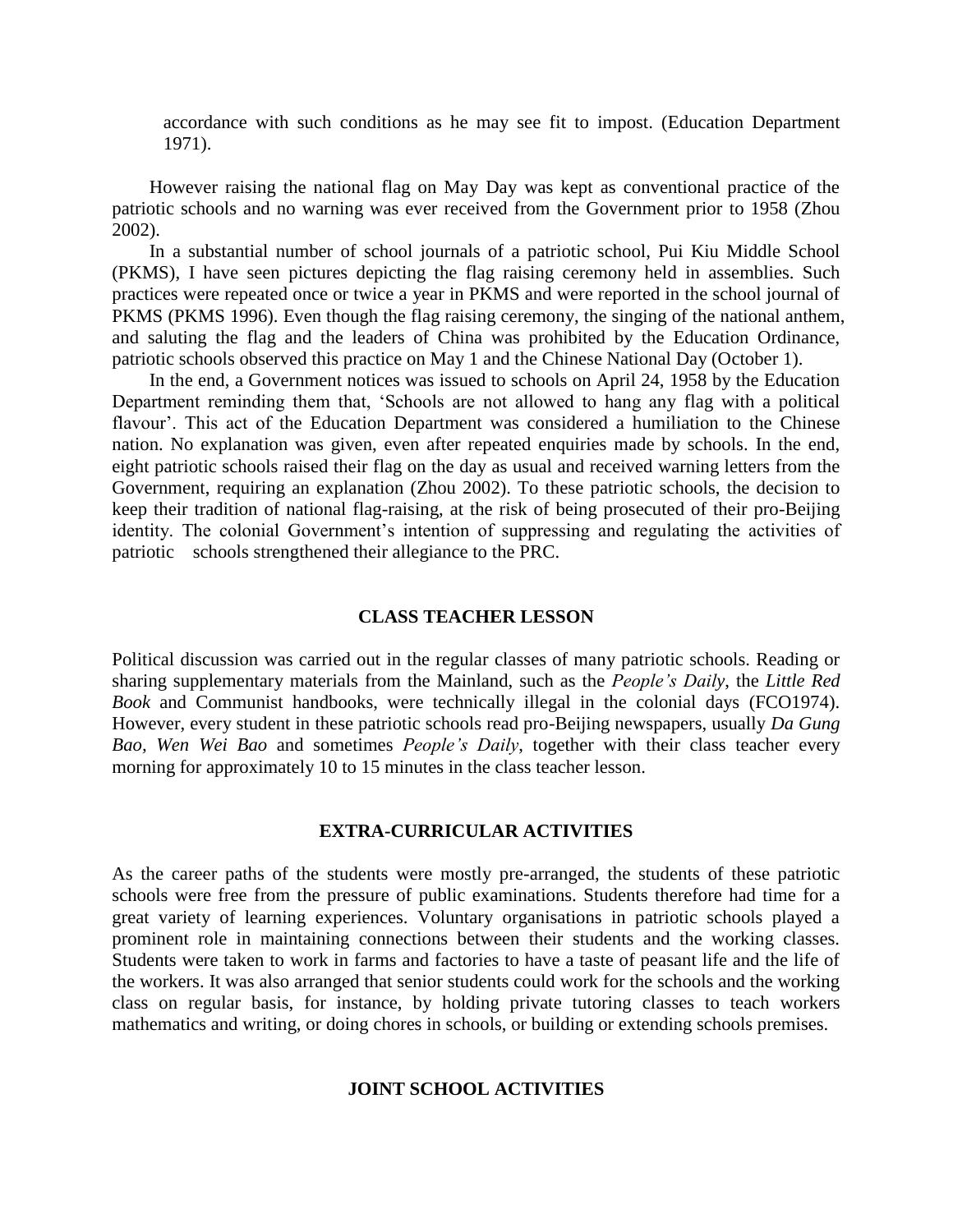accordance with such conditions as he may see fit to impost. (Education Department 1971).

However raising the national flag on May Day was kept as conventional practice of the patriotic schools and no warning was ever received from the Government prior to 1958 (Zhou 2002).

In a substantial number of school journals of a patriotic school, Pui Kiu Middle School (PKMS), I have seen pictures depicting the flag raising ceremony held in assemblies. Such practices were repeated once or twice a year in PKMS and were reported in the school journal of PKMS (PKMS 1996). Even though the flag raising ceremony, the singing of the national anthem, and saluting the flag and the leaders of China was prohibited by the Education Ordinance, patriotic schools observed this practice on May 1 and the Chinese National Day (October 1).

In the end, a Government notices was issued to schools on April 24, 1958 by the Education Department reminding them that, 'Schools are not allowed to hang any flag with a political flavour'. This act of the Education Department was considered a humiliation to the Chinese nation. No explanation was given, even after repeated enquiries made by schools. In the end, eight patriotic schools raised their flag on the day as usual and received warning letters from the Government, requiring an explanation (Zhou 2002). To these patriotic schools, the decision to keep their tradition of national flag-raising, at the risk of being prosecuted of their pro-Beijing identity. The colonial Government's intention of suppressing and regulating the activities of patriotic schools strengthened their allegiance to the PRC.

## CLASS TEACHER LESSON

Political discussion was carried out in the regular classes of many patriotic schools. Reading or sharing supplementary materials from the Mainland, such as the *People's Daily*, the *Little Red Book* and Communist handbooks, were technically illegal in the colonial days (FCO1974). However, every student in these patriotic schools read pro-Beijing newspapers, usually *Da Gung Bao, Wen Wei Bao* and sometimes *People's Daily*, together with their class teacher every morning for approximately 10 to 15 minutes in the class teacher lesson.

## EXTRA-CURRICULAR ACTIVITIES

As the career paths of the students were mostly pre-arranged, the students of these patriotic schools were free from the pressure of public examinations. Students therefore had time for a great variety of learning experiences. Voluntary organisations in patriotic schools played a prominent role in maintaining connections between their students and the working classes. Students were taken to work in farms and factories to have a taste of peasant life and the life of the workers. It was also arranged that senior students could work for the schools and the working class on regular basis, for instance, by holding private tutoring classes to teach workers mathematics and writing, or doing chores in schools, or building or extending schools premises.

## JOINT SCHOOL ACTIVITIES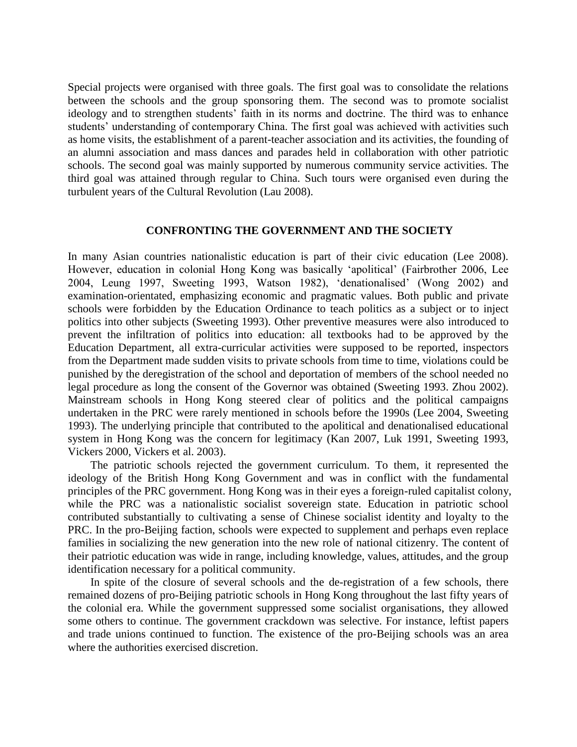Special projects were organised with three goals. The first goal was to consolidate the relations between the schools and the group sponsoring them. The second was to promote socialist ideology and to strengthen students' faith in its norms and doctrine. The third was to enhance students' understanding of contemporary China. The first goal was achieved with activities such as home visits, the establishment of a parent-teacher association and its activities, the founding of an alumni association and mass dances and parades held in collaboration with other patriotic schools. The second goal was mainly supported by numerous community service activities. The third goal was attained through regular to China. Such tours were organised even during the turbulent years of the Cultural Revolution (Lau 2008).

## CONFRONTING THE GOVERNMENT AND THE SOCIETY

In many Asian countries nationalistic education is part of their civic education (Lee 2008). However, education in colonial Hong Kong was basically 'apolitical' (Fairbrother 2006, Lee 2004, Leung 1997, Sweeting 1993, Watson 1982), 'denationalised' (Wong 2002) and examination-orientated, emphasizing economic and pragmatic values. Both public and private schools were forbidden by the Education Ordinance to teach politics as a subject or to inject politics into other subjects (Sweeting 1993). Other preventive measures were also introduced to prevent the infiltration of politics into education: all textbooks had to be approved by the Education Department, all extra-curricular activities were supposed to be reported, inspectors from the Department made sudden visits to private schools from time to time, violations could be punished by the deregistration of the school and deportation of members of the school needed no legal procedure as long the consent of the Governor was obtained (Sweeting 1993. Zhou 2002). Mainstream schools in Hong Kong steered clear of politics and the political campaigns undertaken in the PRC were rarely mentioned in schools before the 1990s (Lee 2004, Sweeting 1993). The underlying principle that contributed to the apolitical and denationalised educational system in Hong Kong was the concern for legitimacy (Kan 2007, Luk 1991, Sweeting 1993, Vickers 2000, Vickers et al. 2003).

The patriotic schools rejected the government curriculum. To them, it represented the ideology of the British Hong Kong Government and was in conflict with the fundamental principles of the PRC government. Hong Kong was in their eyes a foreign-ruled capitalist colony, while the PRC was a nationalistic socialist sovereign state. Education in patriotic school contributed substantially to cultivating a sense of Chinese socialist identity and loyalty to the PRC. In the pro-Beijing faction, schools were expected to supplement and perhaps even replace families in socializing the new generation into the new role of national citizenry. The content of their patriotic education was wide in range, including knowledge, values, attitudes, and the group identification necessary for a political community.

In spite of the closure of several schools and the de-registration of a few schools, there remained dozens of pro-Beijing patriotic schools in Hong Kong throughout the last fifty years of the colonial era. While the government suppressed some socialist organisations, they allowed some others to continue. The government crackdown was selective. For instance, leftist papers and trade unions continued to function. The existence of the pro-Beijing schools was an area where the authorities exercised discretion.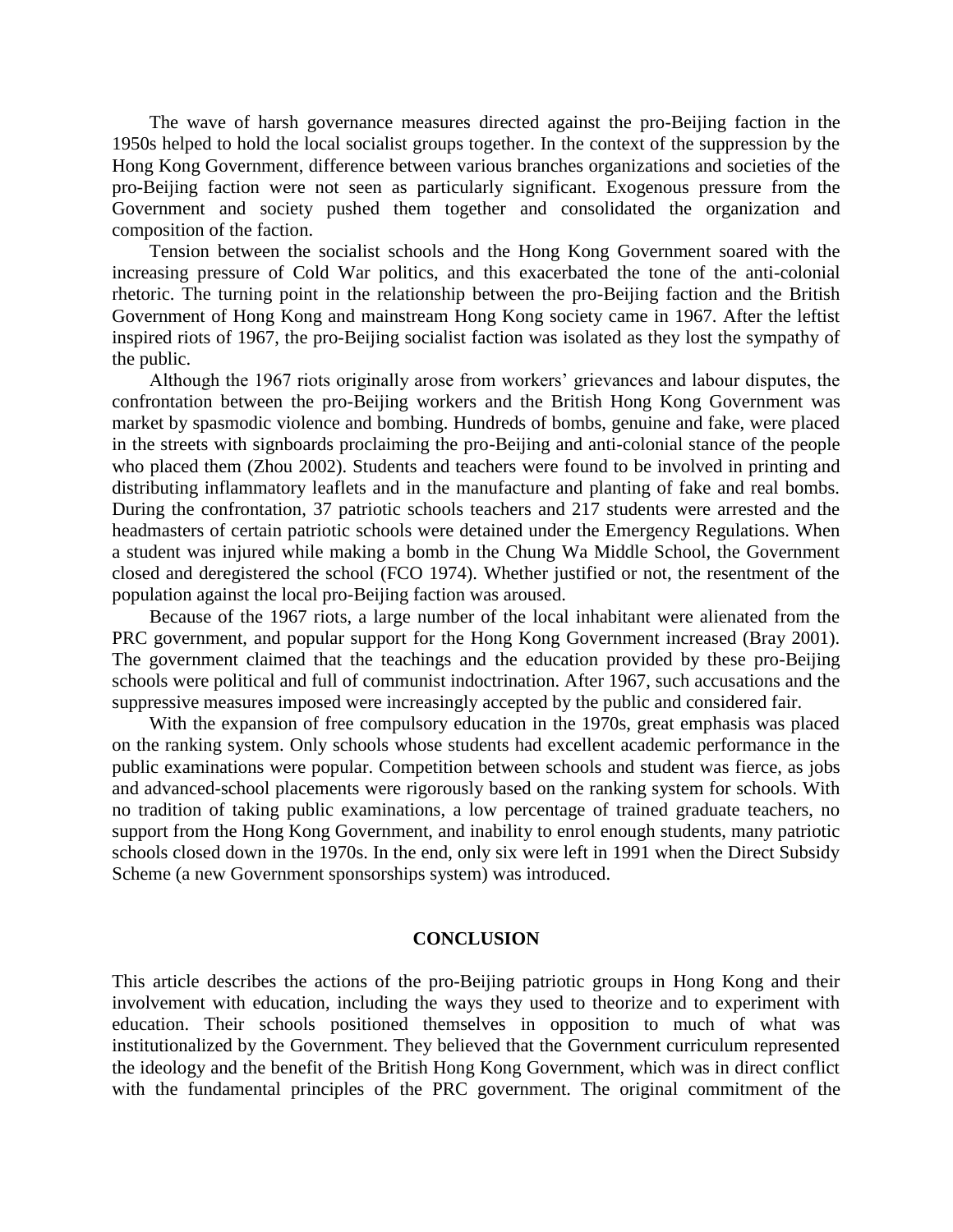The wave of harsh governance measures directed against the pro-Beijing faction in the 1950s helped to hold the local socialist groups together. In the context of the suppression by the Hong Kong Government, difference between various branches organizations and societies of the pro-Beijing faction were not seen as particularly significant. Exogenous pressure from the Government and society pushed them together and consolidated the organization and composition of the faction.

Tension between the socialist schools and the Hong Kong Government soared with the increasing pressure of Cold War politics, and this exacerbated the tone of the anti-colonial rhetoric. The turning point in the relationship between the pro-Beijing faction and the British Government of Hong Kong and mainstream Hong Kong society came in 1967. After the leftist inspired riots of 1967, the pro-Beijing socialist faction was isolated as they lost the sympathy of the public.

Although the 1967 riots originally arose from workers' grievances and labour disputes, the confrontation between the pro-Beijing workers and the British Hong Kong Government was market by spasmodic violence and bombing. Hundreds of bombs, genuine and fake, were placed in the streets with signboards proclaiming the pro-Beijing and anti-colonial stance of the people who placed them (Zhou 2002). Students and teachers were found to be involved in printing and distributing inflammatory leaflets and in the manufacture and planting of fake and real bombs. During the confrontation, 37 patriotic schools teachers and 217 students were arrested and the headmasters of certain patriotic schools were detained under the Emergency Regulations. When a student was injured while making a bomb in the Chung Wa Middle School, the Government closed and deregistered the school (FCO 1974). Whether justified or not, the resentment of the population against the local pro-Beijing faction was aroused.

Because of the 1967 riots, a large number of the local inhabitant were alienated from the PRC government, and popular support for the Hong Kong Government increased (Bray 2001). The government claimed that the teachings and the education provided by these pro-Beijing schools were political and full of communist indoctrination. After 1967, such accusations and the suppressive measures imposed were increasingly accepted by the public and considered fair.

With the expansion of free compulsory education in the 1970s, great emphasis was placed on the ranking system. Only schools whose students had excellent academic performance in the public examinations were popular. Competition between schools and student was fierce, as jobs and advanced-school placements were rigorously based on the ranking system for schools. With no tradition of taking public examinations, a low percentage of trained graduate teachers, no support from the Hong Kong Government, and inability to enrol enough students, many patriotic schools closed down in the 1970s. In the end, only six were left in 1991 when the Direct Subsidy Scheme (a new Government sponsorships system) was introduced.

## CONCLUSION

This article describes the actions of the pro-Beijing patriotic groups in Hong Kong and their involvement with education, including the ways they used to theorize and to experiment with education. Their schools positioned themselves in opposition to much of what was institutionalized by the Government. They believed that the Government curriculum represented the ideology and the benefit of the British Hong Kong Government, which was in direct conflict with the fundamental principles of the PRC government. The original commitment of the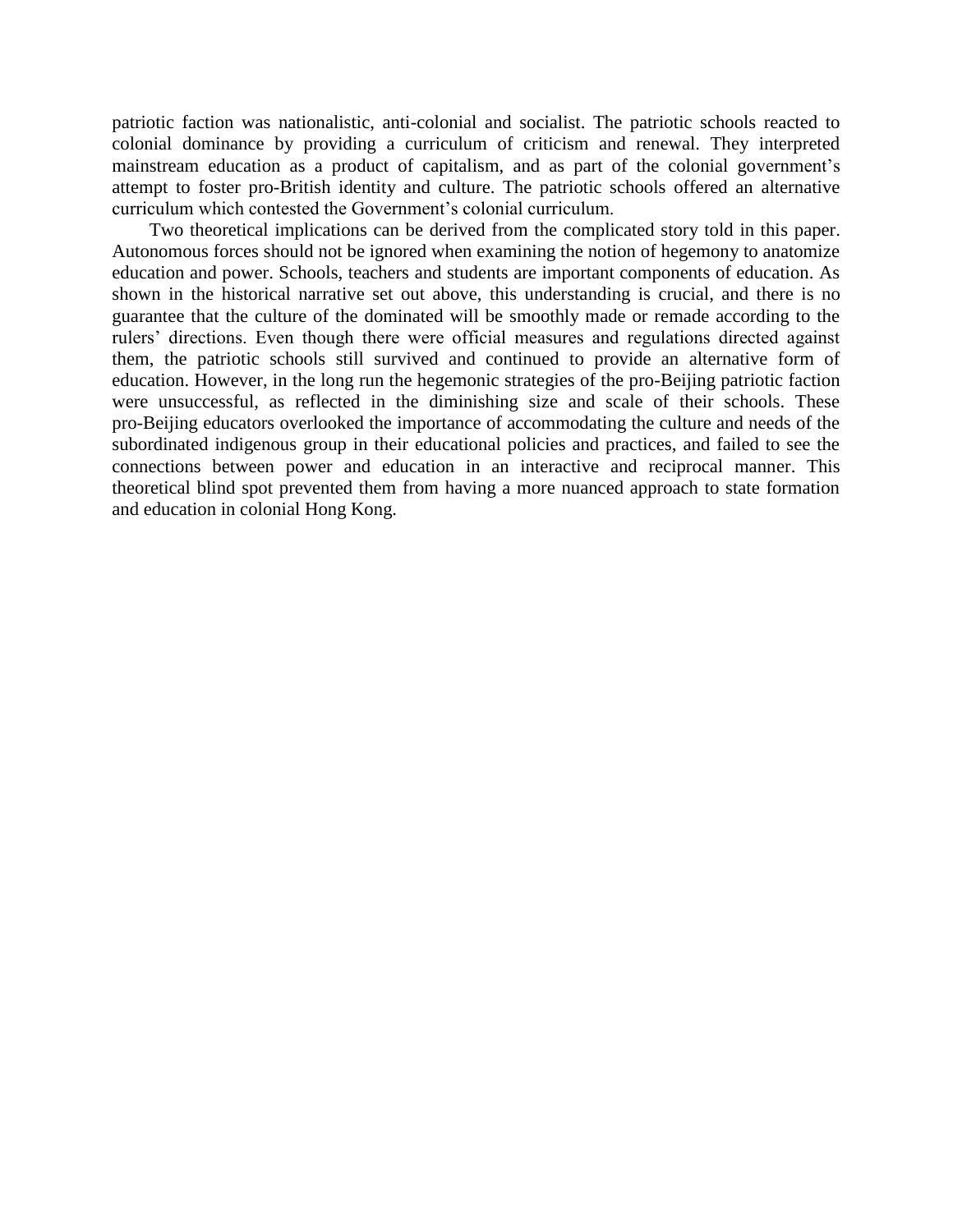patriotic faction was nationalistic, anti-colonial and socialist. The patriotic schools reacted to colonial dominance by providing a curriculum of criticism and renewal. They interpreted mainstream education as a product of capitalism, and as part of the colonial government's attempt to foster pro-British identity and culture. The patriotic schools offered an alternative curriculum which contested the Government's colonial curriculum.

Two theoretical implications can be derived from the complicated story told in this paper. Autonomous forces should not be ignored when examining the notion of hegemony to anatomize education and power. Schools, teachers and students are important components of education. As shown in the historical narrative set out above, this understanding is crucial, and there is no guarantee that the culture of the dominated will be smoothly made or remade according to the rulers' directions. Even though there were official measures and regulations directed against them, the patriotic schools still survived and continued to provide an alternative form of education. However, in the long run the hegemonic strategies of the pro-Beijing patriotic faction were unsuccessful, as reflected in the diminishing size and scale of their schools. These pro-Beijing educators overlooked the importance of accommodating the culture and needs of the subordinated indigenous group in their educational policies and practices, and failed to see the connections between power and education in an interactive and reciprocal manner. This theoretical blind spot prevented them from having a more nuanced approach to state formation and education in colonial Hong Kong.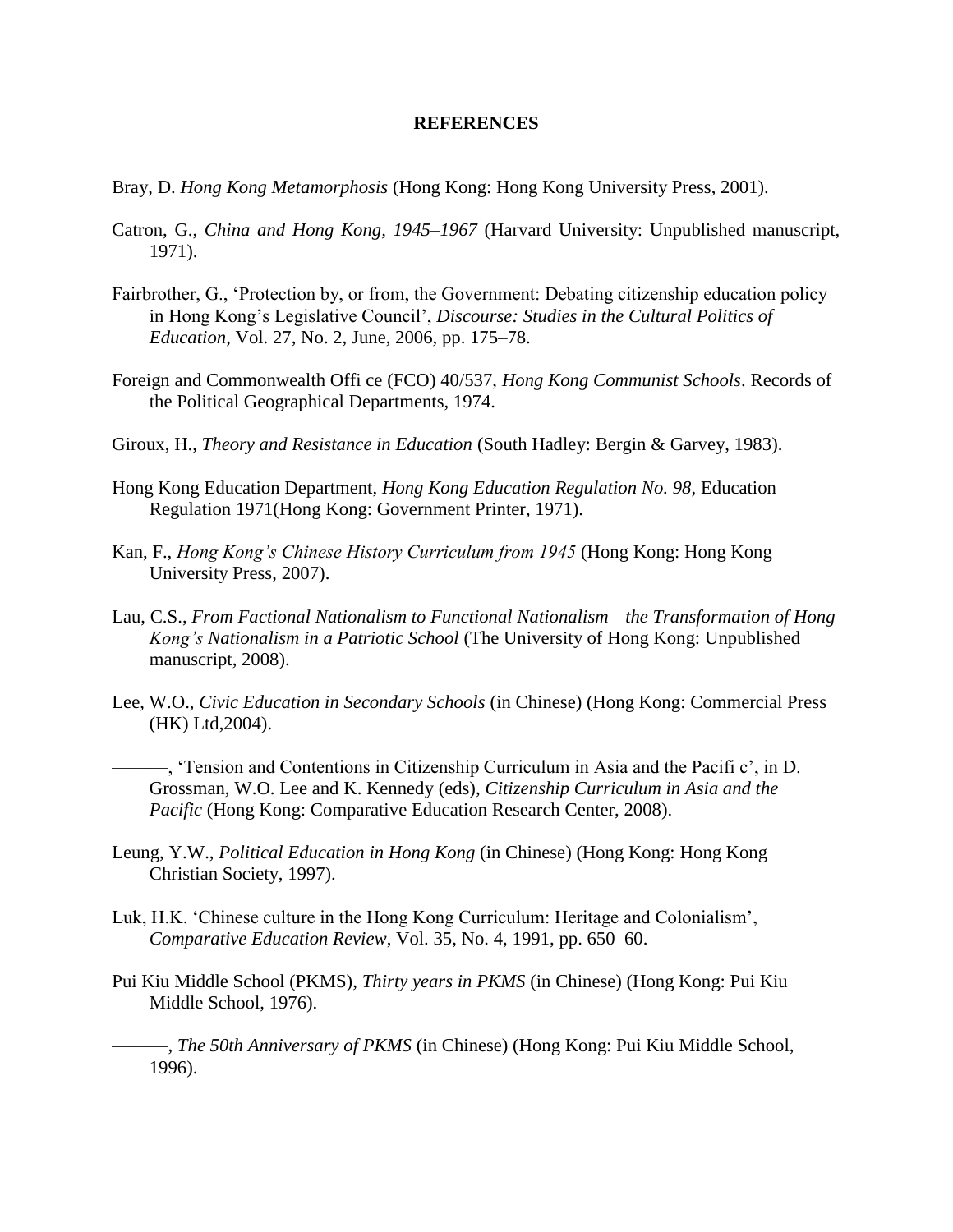**REFERENCES**

Bray, D. *Hong Kong Metamorphosis* (Hong Kong: Hong Kong University Press, 2001).

Catron, G., *China and Hong Kong, 1945–1967* (Harvard University: Unpublished manuscript, 1971).

Fairbrother, G., 'Protection by, or from, the Government: Debating citizenship education policy in Hong Kong's Legislative Council', *Discourse: Studies in the Cultural Politics of Education*, Vol. 27, No. 2, June, 2006, pp. 175–78.

Foreign and Commonwealth Offi ce (FCO) 40/537, *Hong Kong Communist Schools*. Records of the Political Geographical Departments, 1974.

Giroux, H., *Theory and Resistance in Education* (South Hadley: Bergin & Garvey, 1983).

Hong Kong Education Department, *Hong Kong Education Regulation No. 98*, Education Regulation 1971(Hong Kong: Government Printer, 1971).

Kan, F., *Hong Kong's Chinese History Curriculum from 1945* (Hong Kong: Hong Kong University Press, 2007).

Lau, C.S., *From Factional Nationalism to Functional Nationalism—the Transformation of Hong Kong's Nationalism in a Patriotic School* (The University of Hong Kong: Unpublished manuscript, 2008).

Lee, W.O., *Civic Education in Secondary Schools* (in Chinese) (Hong Kong: Commercial Press (HK) Ltd,2004).

———, 'Tension and Contentions in Citizenship Curriculum in Asia and the Pacifi c', in D. Grossman, W.O. Lee and K. Kennedy (eds), *Citizenship Curriculum in Asia and the Pacific* (Hong Kong: Comparative Education Research Center, 2008).

Leung, Y.W., *Political Education in Hong Kong* (in Chinese) (Hong Kong: Hong Kong Christian Society, 1997).

Luk, H.K. 'Chinese culture in the Hong Kong Curriculum: Heritage and Colonialism', *Comparative Education Review*, Vol. 35, No. 4, 1991, pp. 650–60.

Pui Kiu Middle School (PKMS), *Thirty years in PKMS* (in Chinese) (Hong Kong: Pui Kiu Middle School, 1976).

———, *The 50th Anniversary of PKMS* (in Chinese) (Hong Kong: Pui Kiu Middle School, 1996).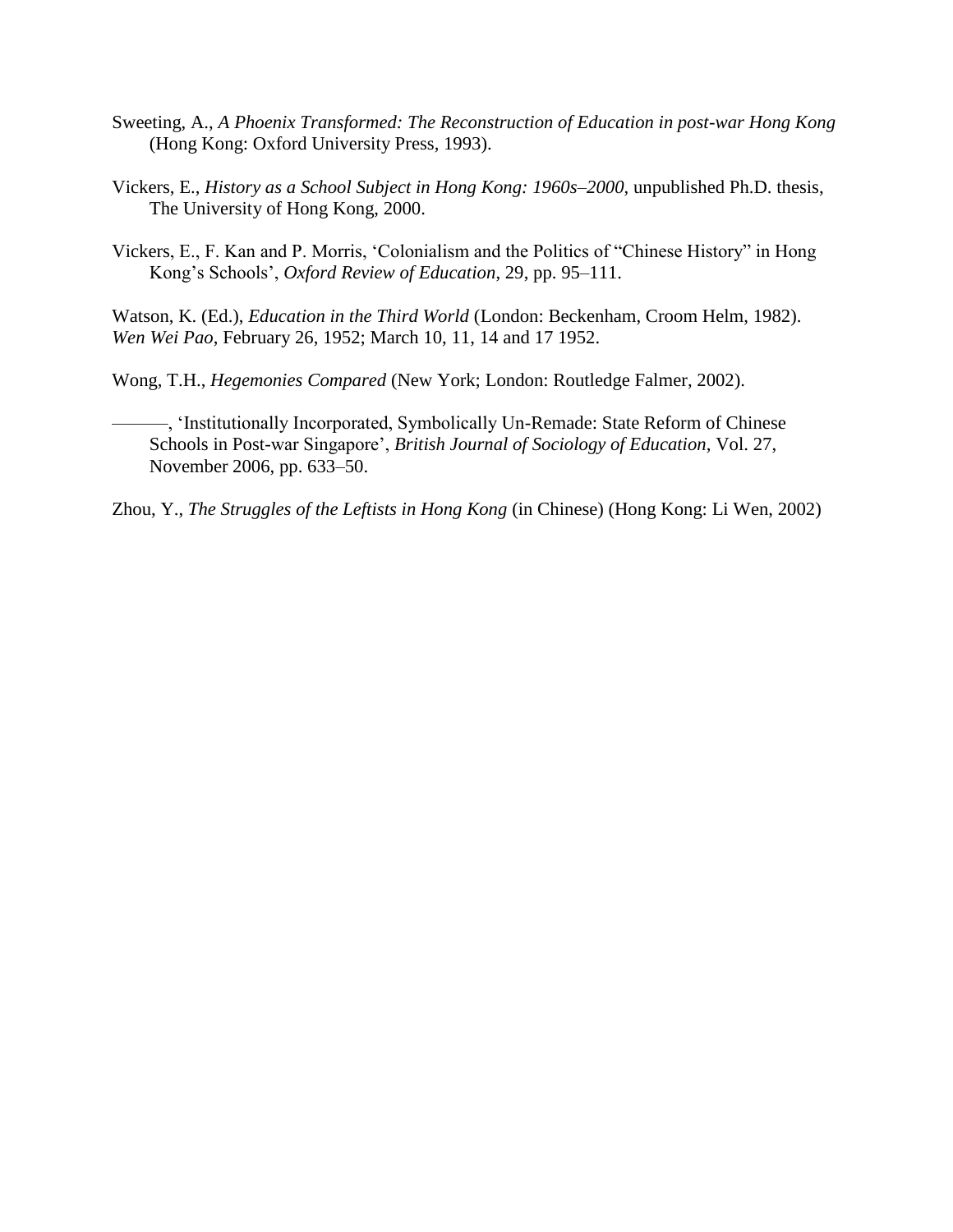Sweeting, A., *A Phoenix Transformed: The Reconstruction of Education in post-war Hong Kong* (Hong Kong: Oxford University Press, 1993).

Vickers, E., *History as a School Subject in Hong Kong: 1960s–2000*, unpublished Ph.D. thesis, The University of Hong Kong, 2000.

Vickers, E., F. Kan and P. Morris, 'Colonialism and the Politics of "Chinese History" in Hong Kong's Schools', *Oxford Review of Education*, 29, pp. 95–111.

Watson, K. (Ed.), *Education in the Third World* (London: Beckenham, Croom Helm, 1982).
*Wen Wei Pao*, February 26, 1952; March 10, 11, 14 and 17 1952.

Wong, T.H., *Hegemonies Compared* (New York; London: Routledge Falmer, 2002).

———, 'Institutionally Incorporated, Symbolically Un-Remade: State Reform of Chinese Schools in Post-war Singapore', *British Journal of Sociology of Education*, Vol. 27, November 2006, pp. 633–50.

Zhou, Y., *The Struggles of the Leftists in Hong Kong* (in Chinese) (Hong Kong: Li Wen, 2002)